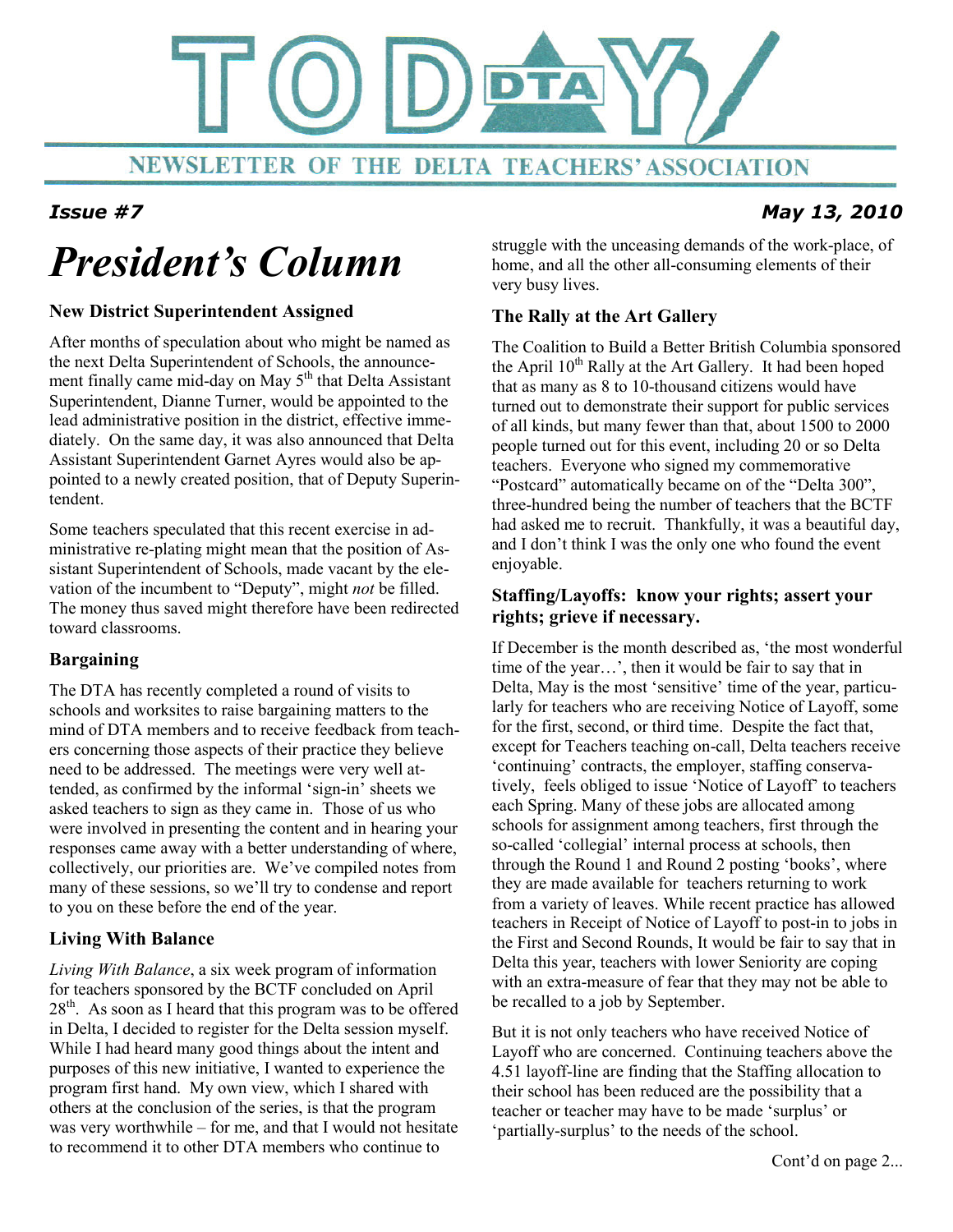# TODAY DTA

## NEWSLETTER OF THE DELTA TEACHERS' ASSOCIATION

***Issue #7*** ***May 13, 2010***

# *President's Column*

### New District Superintendent Assigned

After months of speculation about who might be named as the next Delta Superintendent of Schools, the announcement finally came mid-day on May 5th that Delta Assistant Superintendent, Dianne Turner, would be appointed to the lead administrative position in the district, effective immediately. On the same day, it was also announced that Delta Assistant Superintendent Garnet Ayres would also be appointed to a newly created position, that of Deputy Superintendent.

Some teachers speculated that this recent exercise in administrative re-plating might mean that the position of Assistant Superintendent of Schools, made vacant by the elevation of the incumbent to "Deputy", might *not* be filled. The money thus saved might therefore have been redirected toward classrooms.

### Bargaining

The DTA has recently completed a round of visits to schools and worksites to raise bargaining matters to the mind of DTA members and to receive feedback from teachers concerning those aspects of their practice they believe need to be addressed. The meetings were very well attended, as confirmed by the informal 'sign-in' sheets we asked teachers to sign as they came in. Those of us who were involved in presenting the content and in hearing your responses came away with a better understanding of where, collectively, our priorities are. We've compiled notes from many of these sessions, so we'll try to condense and report to you on these before the end of the year.

### Living With Balance

*Living With Balance*, a six week program of information for teachers sponsored by the BCTF concluded on April 28th. As soon as I heard that this program was to be offered in Delta, I decided to register for the Delta session myself. While I had heard many good things about the intent and purposes of this new initiative, I wanted to experience the program first hand. My own view, which I shared with others at the conclusion of the series, is that the program was very worthwhile – for me, and that I would not hesitate to recommend it to other DTA members who continue to struggle with the unceasing demands of the work-place, of home, and all the other all-consuming elements of their very busy lives.

### The Rally at the Art Gallery

The Coalition to Build a Better British Columbia sponsored the April 10th Rally at the Art Gallery. It had been hoped that as many as 8 to 10-thousand citizens would have turned out to demonstrate their support for public services of all kinds, but many fewer than that, about 1500 to 2000 people turned out for this event, including 20 or so Delta teachers. Everyone who signed my commemorative "Postcard" automatically became on of the "Delta 300", three-hundred being the number of teachers that the BCTF had asked me to recruit. Thankfully, it was a beautiful day, and I don't think I was the only one who found the event enjoyable.

### Staffing/Layoffs: know your rights; assert your rights; grieve if necessary.

If December is the month described as, 'the most wonderful time of the year…', then it would be fair to say that in Delta, May is the most 'sensitive' time of the year, particularly for teachers who are receiving Notice of Layoff, some for the first, second, or third time. Despite the fact that, except for Teachers teaching on-call, Delta teachers receive 'continuing' contracts, the employer, staffing conservatively, feels obliged to issue 'Notice of Layoff' to teachers each Spring. Many of these jobs are allocated among schools for assignment among teachers, first through the so-called 'collegial' internal process at schools, then through the Round 1 and Round 2 posting 'books', where they are made available for teachers returning to work from a variety of leaves. While recent practice has allowed teachers in Receipt of Notice of Layoff to post-in to jobs in the First and Second Rounds, It would be fair to say that in Delta this year, teachers with lower Seniority are coping with an extra-measure of fear that they may not be able to be recalled to a job by September.

But it is not only teachers who have received Notice of Layoff who are concerned. Continuing teachers above the 4.51 layoff-line are finding that the Staffing allocation to their school has been reduced are the possibility that a teacher or teacher may have to be made 'surplus' or 'partially-surplus' to the needs of the school.

Cont'd on page 2...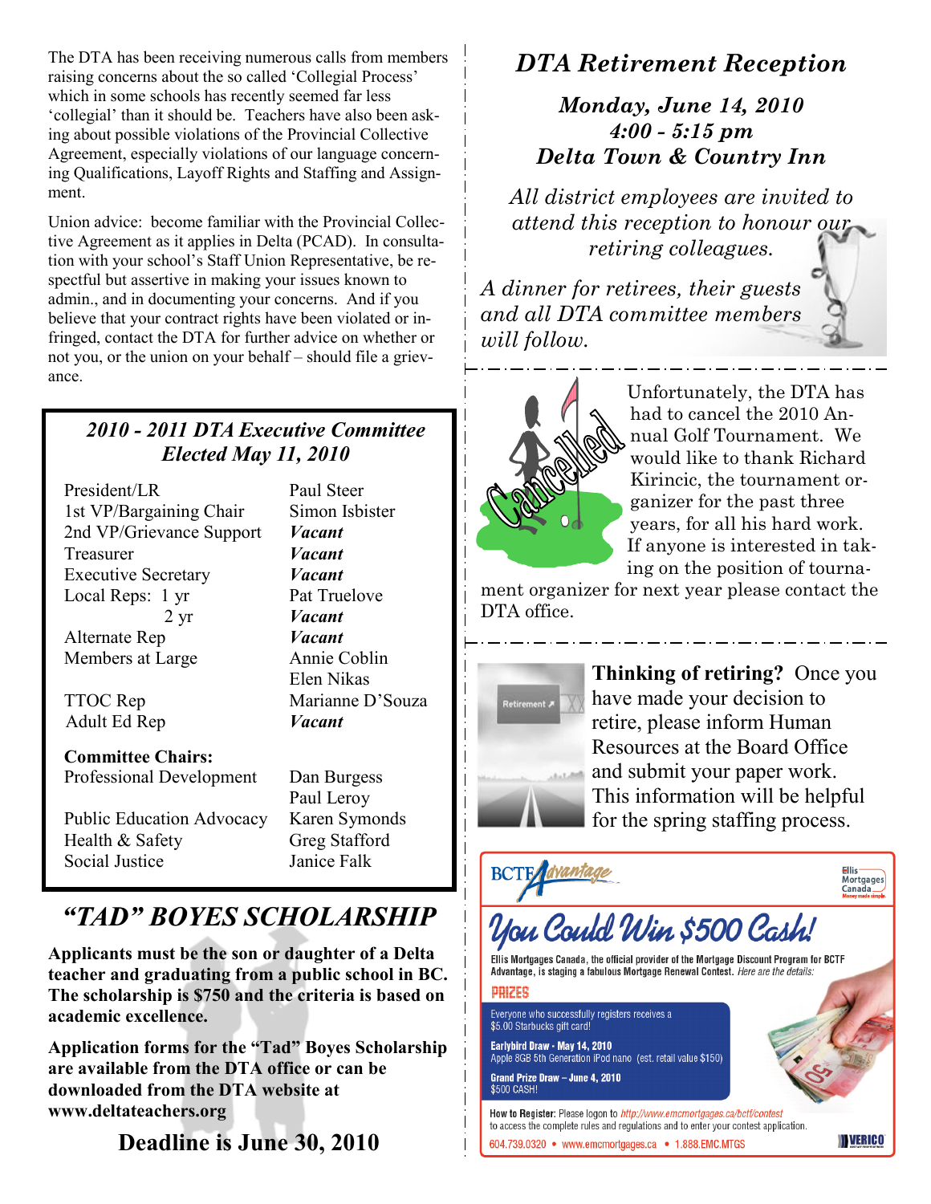The DTA has been receiving numerous calls from members raising concerns about the so called 'Collegial Process' which in some schools has recently seemed far less 'collegial' than it should be. Teachers have also been asking about possible violations of the Provincial Collective Agreement, especially violations of our language concerning Qualifications, Layoff Rights and Staffing and Assignment.

Union advice: become familiar with the Provincial Collective Agreement as it applies in Delta (PCAD). In consultation with your school's Staff Union Representative, be respectful but assertive in making your issues known to admin., and in documenting your concerns. And if you believe that your contract rights have been violated or infringed, contact the DTA for further advice on whether or not you, or the union on your behalf – should file a grievance.

## *2010 - 2011 DTA Executive Committee Elected May 11, 2010*

| | |
|---|---|
| President/LR | Paul Steer |
| 1st VP/Bargaining Chair | Simon Isbister |
| 2nd VP/Grievance Support | ***Vacant*** |
| Treasurer | ***Vacant*** |
| Executive Secretary | ***Vacant*** |
| Local Reps: 1 yr | Pat Truelove |
| 2 yr | ***Vacant*** |
| Alternate Rep | ***Vacant*** |
| Members at Large | Annie Coblin |
| | Elen Nikas |
| TTOC Rep | Marianne D'Souza |
| Adult Ed Rep | ***Vacant*** |
| **Committee Chairs:** | |
| Professional Development | Dan Burgess |
| | Paul Leroy |
| Public Education Advocacy | Karen Symonds |
| Health & Safety | Greg Stafford |
| Social Justice | Janice Falk |

## *"TAD" BOYES SCHOLARSHIP*

**Applicants must be the son or daughter of a Delta teacher and graduating from a public school in BC. The scholarship is $750 and the criteria is based on academic excellence.**

**Application forms for the "Tad" Boyes Scholarship are available from the DTA office or can be downloaded from the DTA website at www.deltateachers.org**

**Deadline is June 30, 2010**

## *DTA Retirement Reception*

***Monday, June 14, 2010***
***4:00 - 5:15 pm***
***Delta Town & Country Inn***

*All district employees are invited to attend this reception to honour our retiring colleagues.*

*A dinner for retirees, their guests and all DTA committee members will follow.*

Cancelled

Unfortunately, the DTA has had to cancel the 2010 Annual Golf Tournament. We would like to thank Richard Kirincic, the tournament organizer for the past three years, for all his hard work. If anyone is interested in taking on the position of tournament organizer for next year please contact the DTA office.

Retirement

**Thinking of retiring?** Once you have made your decision to retire, please inform Human Resources at the Board Office and submit your paper work. This information will be helpful for the spring staffing process.

BCTF Advantage

Ellis Mortgages Canada

## You Could Win $500 Cash!

Ellis Mortgages Canada, the official provider of the Mortgage Discount Program for BCTF Advantage, is staging a fabulous Mortgage Renewal Contest. *Here are the details:*

**PRIZES**

Everyone who successfully registers receives a $5.00 Starbucks gift card!

**Earlybird Draw - May 14, 2010**
Apple 8GB 5th Generation iPod nano (est. retail value $150)

**Grand Prize Draw – June 4, 2010**
$500 CASH!

**How to Register:** Please logon to *http://www.emcmortgages.ca/bctf/contest* to access the complete rules and regulations and to enter your contest application.

604.739.0320 • www.emcmortgages.ca • 1.888.EMC.MTGS

VERICO